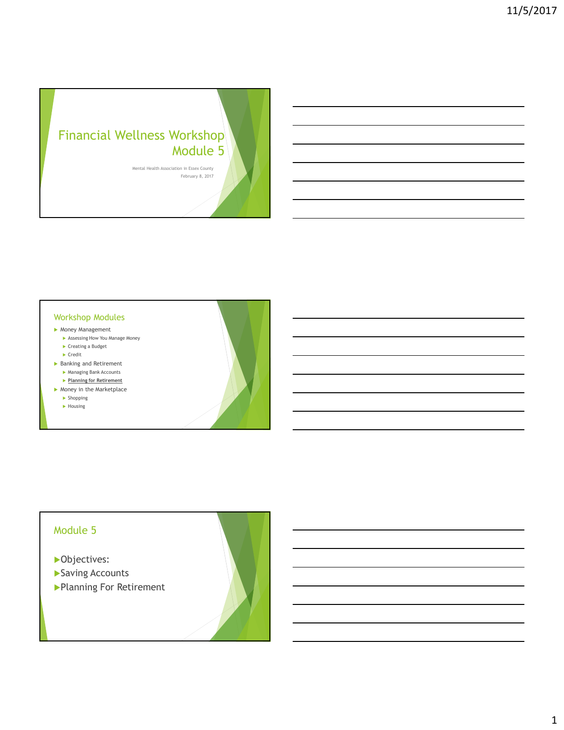# Financial Wellness Workshop Module 5

Mental Health Association in Essex County
February 8, 2017

## Workshop Modules

- Money Management
  - Assessing How You Manage Money
  - Creating a Budget
  - Credit
- Banking and Retirement
  - Managing Bank Accounts
  - **Planning for Retirement**
- Money in the Marketplace
  - Shopping
  - Housing

## Module 5

- Objectives:
- Saving Accounts
- Planning For Retirement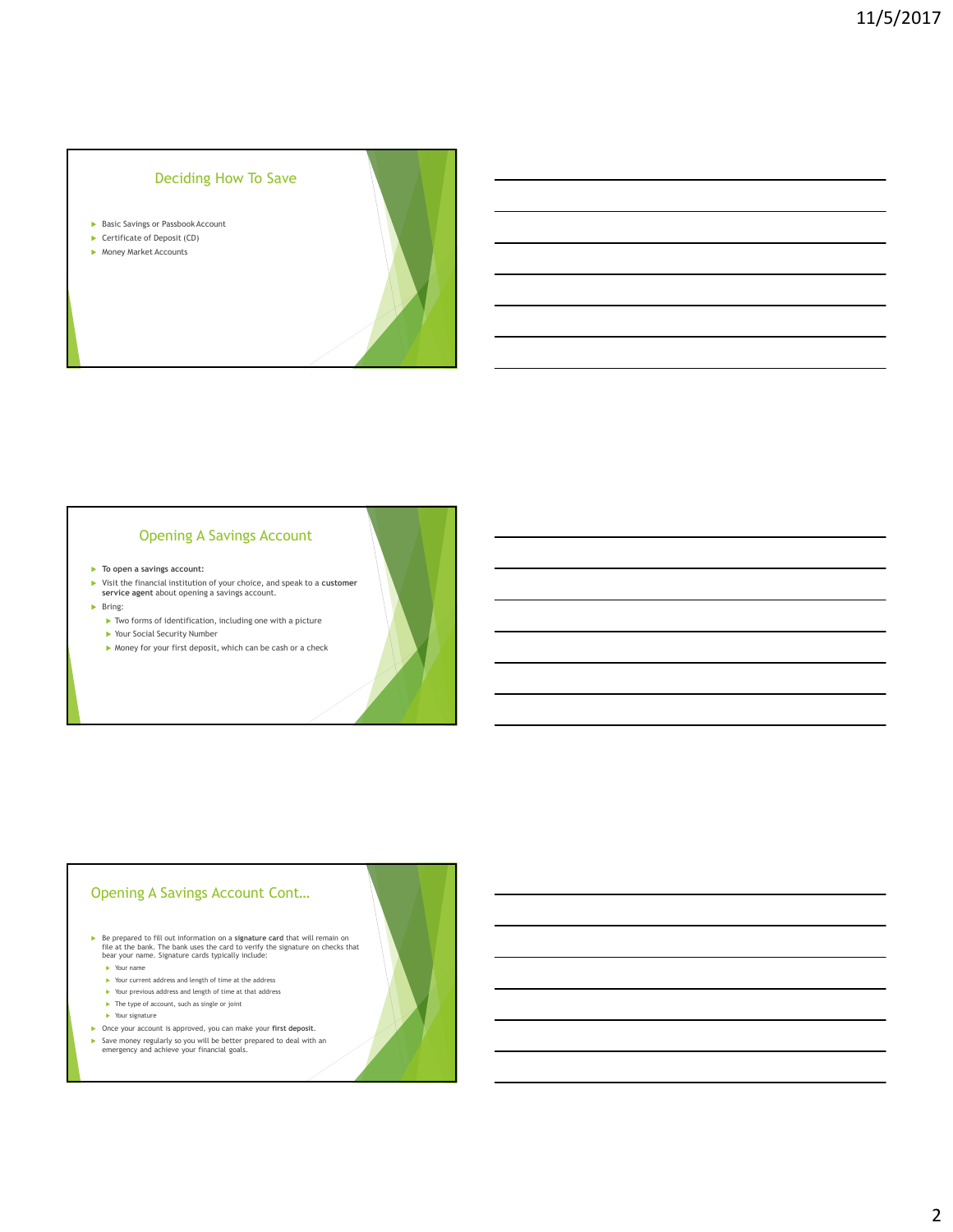## Deciding How To Save

- Basic Savings or Passbook Account
- Certificate of Deposit (CD)
- Money Market Accounts

## Opening A Savings Account

- **To open a savings account:**
- Visit the financial institution of your choice, and speak to a **customer service agent** about opening a savings account.
- Bring:
  - Two forms of identification, including one with a picture
  - Your Social Security Number
  - Money for your first deposit, which can be cash or a check

## Opening A Savings Account Cont…

- Be prepared to fill out information on a **signature card** that will remain on file at the bank. The bank uses the card to verify the signature on checks that bear your name. Signature cards typically include:
  - Your name
  - Your current address and length of time at the address
  - Your previous address and length of time at that address
  - The type of account, such as single or joint
  - Your signature
- Once your account is approved, you can make your **first deposit**.
- Save money regularly so you will be better prepared to deal with an emergency and achieve your financial goals.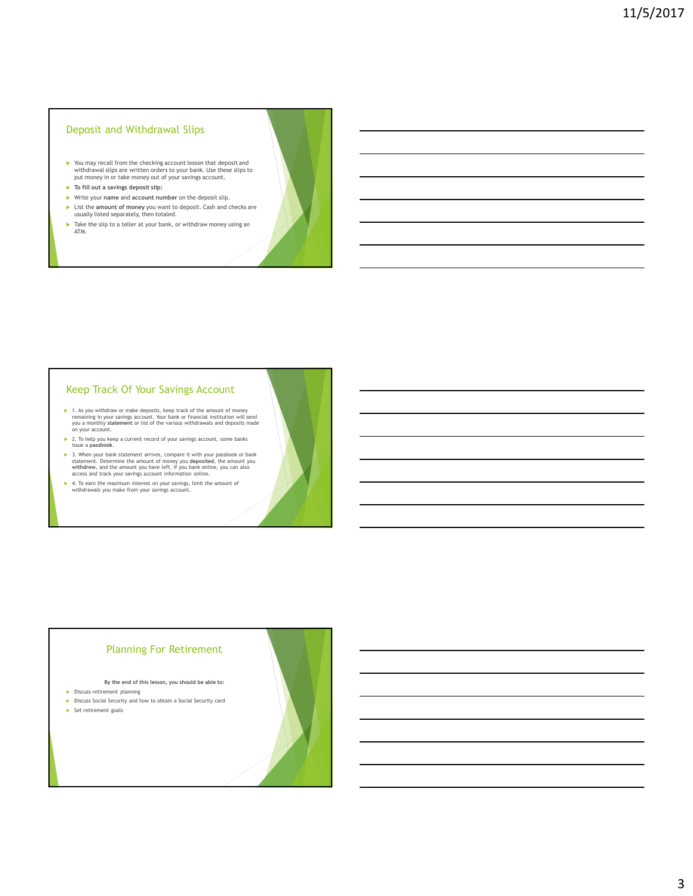## Deposit and Withdrawal Slips

- You may recall from the checking account lesson that deposit and withdrawal slips are written orders to your bank. Use these slips to put money in or take money out of your savings account.
- **To fill out a savings deposit slip:**
- Write your **name** and **account number** on the deposit slip.
- List the **amount of money** you want to deposit. Cash and checks are usually listed separately, then totaled.
- Take the slip to a teller at your bank, or withdraw money using an ATM.

## Keep Track Of Your Savings Account

- 1. As you withdraw or make deposits, keep track of the amount of money remaining in your savings account. Your bank or financial institution will send you a monthly **statement** or list of the various withdrawals and deposits made on your account.
- 2. To help you keep a current record of your savings account, some banks issue a **passbook**.
- 3. When your bank statement arrives, compare it with your passbook or bank statement. Determine the amount of money you **deposited**, the amount you **withdrew**, and the amount you have left. If you bank online, you can also access and track your savings account information online.
- 4. To earn the maximum interest on your savings, limit the amount of withdrawals you make from your savings account.

## Planning For Retirement

**By the end of this lesson, you should be able to:**

- Discuss retirement planning
- Discuss Social Security and how to obtain a Social Security card
- Set retirement goals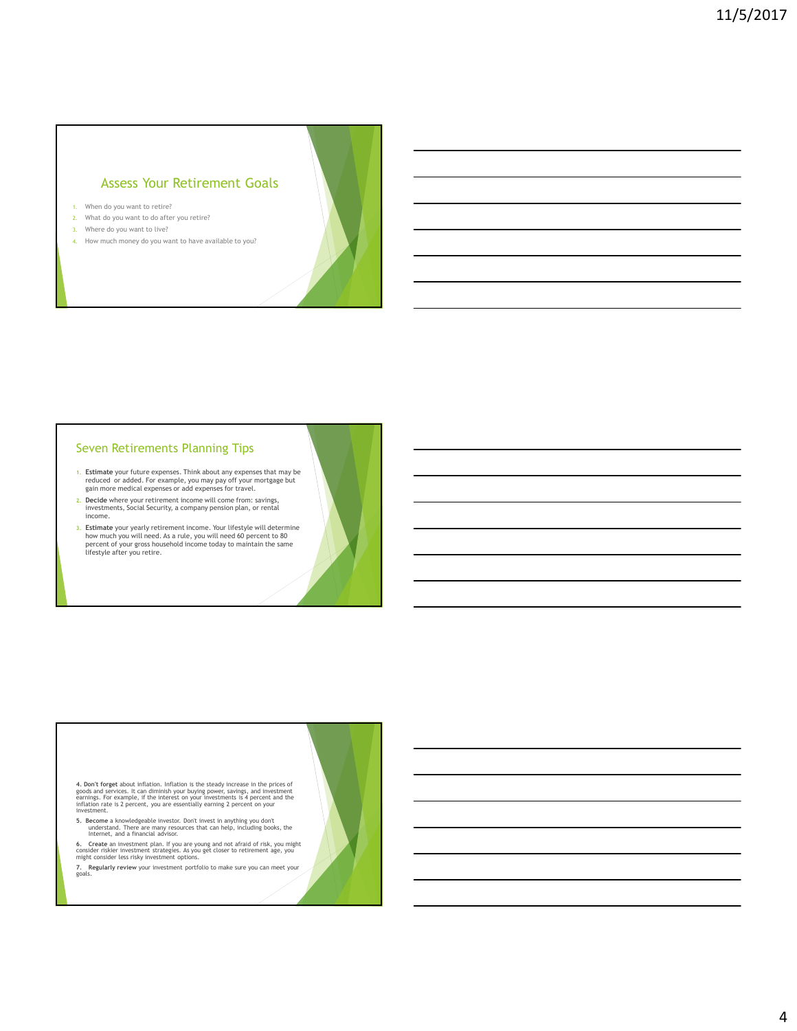## Assess Your Retirement Goals

1. When do you want to retire?
2. What do you want to do after you retire?
3. Where do you want to live?
4. How much money do you want to have available to you?

## Seven Retirements Planning Tips

1. **Estimate** your future expenses. Think about any expenses that may be reduced or added. For example, you may pay off your mortgage but gain more medical expenses or add expenses for travel.
2. **Decide** where your retirement income will come from: savings, investments, Social Security, a company pension plan, or rental income.
3. **Estimate** your yearly retirement income. Your lifestyle will determine how much you will need. As a rule, you will need 60 percent to 80 percent of your gross household income today to maintain the same lifestyle after you retire.

4. **Don't forget** about inflation. Inflation is the steady increase in the prices of goods and services. It can diminish your buying power, savings, and investment earnings. For example, if the interest on your investments is 4 percent and the inflation rate is 2 percent, you are essentially earning 2 percent on your investment.

5. **Become** a knowledgeable investor. Don't invest in anything you don't understand. There are many resources that can help, including books, the Internet, and a financial advisor.

6. **Create** an investment plan. If you are young and not afraid of risk, you might consider riskier investment strategies. As you get closer to retirement age, you might consider less risky investment options.

7. **Regularly review** your investment portfolio to make sure you can meet your goals.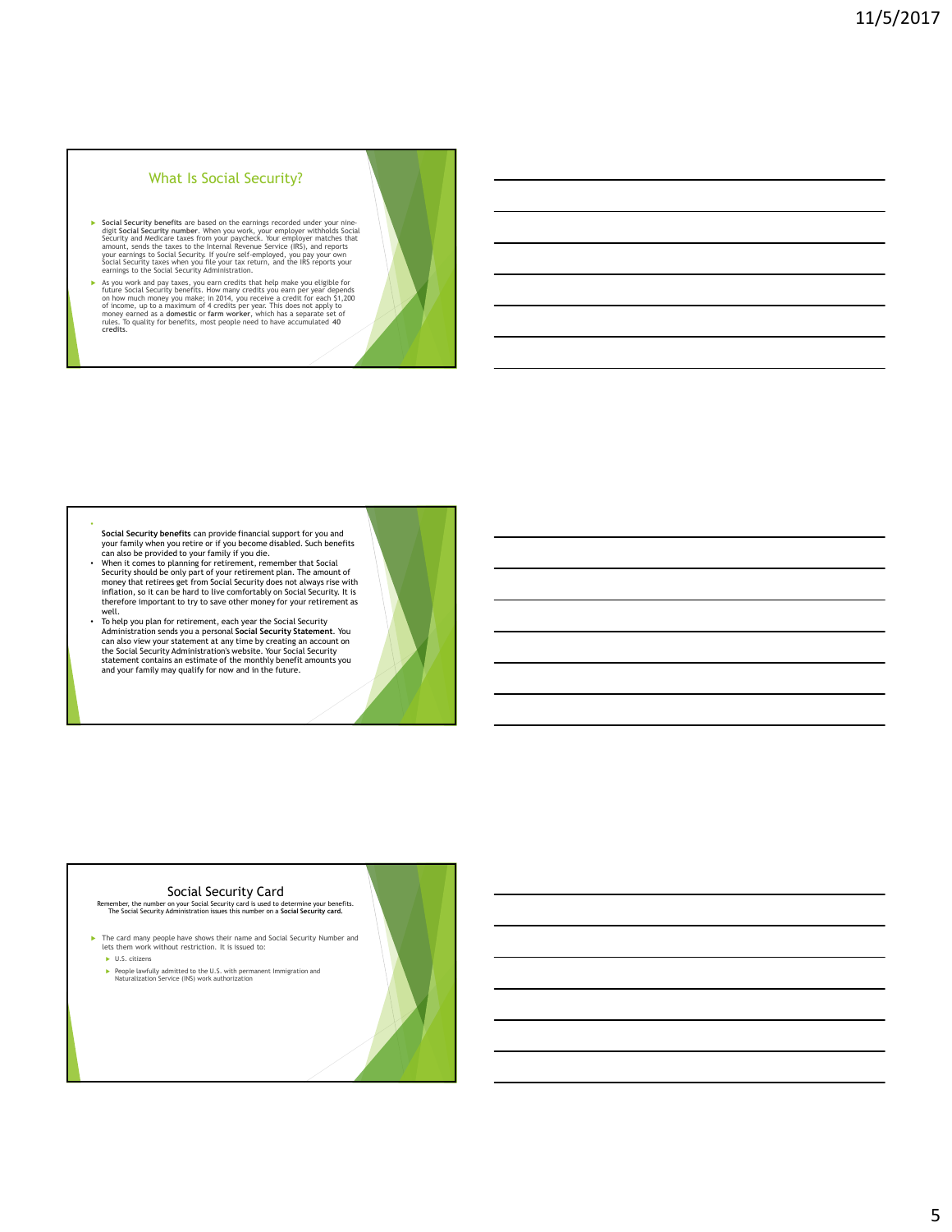## What Is Social Security?

- **Social Security benefits** are based on the earnings recorded under your nine-digit **Social Security number**. When you work, your employer withholds Social Security and Medicare taxes from your paycheck. Your employer matches that amount, sends the taxes to the Internal Revenue Service (IRS), and reports your earnings to Social Security. If you're self-employed, you pay your own Social Security taxes when you file your tax return, and the IRS reports your earnings to the Social Security Administration.
- As you work and pay taxes, you earn credits that help make you eligible for future Social Security benefits. How many credits you earn per year depends on how much money you make; in 2014, you receive a credit for each $1,200 of income, up to a maximum of 4 credits per year. This does not apply to money earned as a **domestic** or **farm worker**, which has a separate set of rules. To quality for benefits, most people need to have accumulated **40 credits**.

---

- **Social Security benefits** can provide financial support for you and your family when you retire or if you become disabled. Such benefits can also be provided to your family if you die.
- When it comes to planning for retirement, remember that Social Security should be only part of your retirement plan. The amount of money that retirees get from Social Security does not always rise with inflation, so it can be hard to live comfortably on Social Security. It is therefore important to try to save other money for your retirement as well.
- To help you plan for retirement, each year the Social Security Administration sends you a personal **Social Security Statement**. You can also view your statement at any time by creating an account on the Social Security Administration's website. Your Social Security statement contains an estimate of the monthly benefit amounts you and your family may qualify for now and in the future.

---

## Social Security Card

Remember, the number on your Social Security card is used to determine your benefits. The Social Security Administration issues this number on a **Social Security card.**

- The card many people have shows their name and Social Security Number and lets them work without restriction. It is issued to:
  - U.S. citizens
  - People lawfully admitted to the U.S. with permanent Immigration and Naturalization Service (INS) work authorization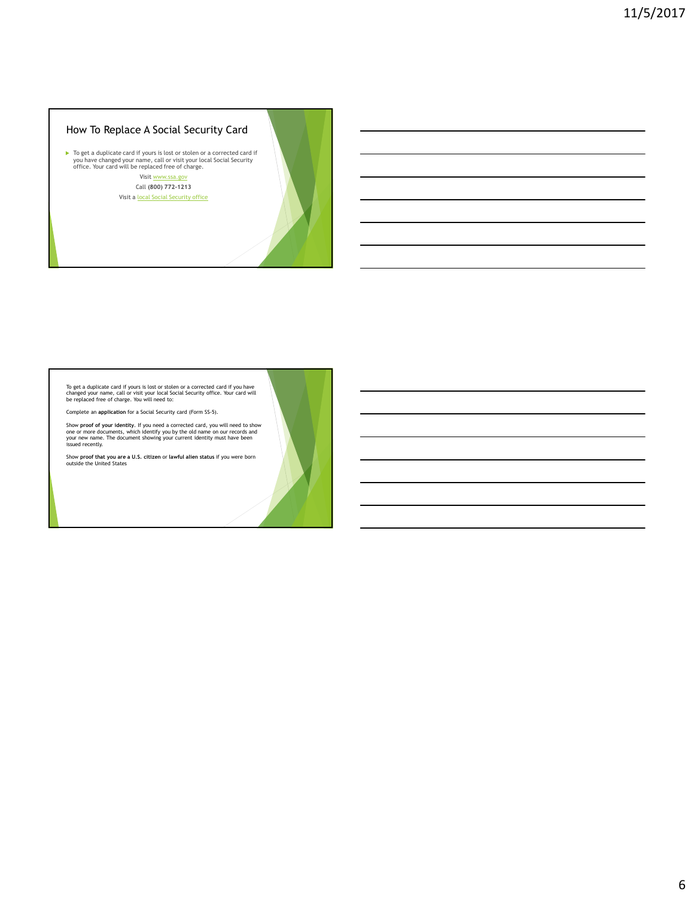## How To Replace A Social Security Card

- To get a duplicate card if yours is lost or stolen or a corrected card if you have changed your name, call or visit your local Social Security office. Your card will be replaced free of charge.

Visit www.ssa.gov

Call **(800) 772-1213**

Visit a local Social Security office

To get a duplicate card if yours is lost or stolen or a corrected card if you have changed your name, call or visit your local Social Security office. Your card will be replaced free of charge. You will need to:

Complete an **application** for a Social Security card (Form SS-5).

Show **proof of your identity**. If you need a corrected card, you will need to show one or more documents, which identify you by the old name on our records and your new name. The document showing your current identity must have been issued recently.

Show **proof that you are a U.S. citizen** or **lawful alien status** if you were born outside the United States